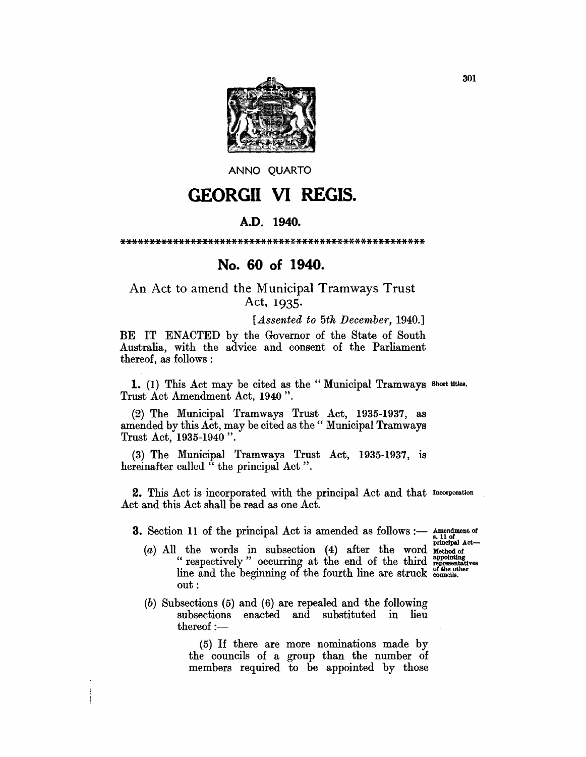ANNO QUARTO

# GEORGII VI REGIS.

## A.D. 1940.

\*\*\*\*\*\*\*\*\*\*\*\*\*\*\*\*\*\*\*\*\*\*\*\*\*\*\*\*\*\*\*\*\*\*\*\*\*\*\*\*\*\*\*\*\*\*\*\*\*\*\*\*\*\*

## No. 60 of 1940.

An Act to amend the Municipal Tramways Trust Act, 1935.

[*Assented to 5th December,* 1940.]

BE IT ENACTED by the Governor of the State of South Australia, with the advice and consent of the Parliament thereof, as follows :

Short titles.

**1.** (1) This Act may be cited as the " Municipal Tramways Trust Act Amendment Act, 1940 ".

(2) The Municipal Tramways Trust Act, 1935-1937, as amended by this Act, may be cited as the " Municipal Tramways Trust Act, 1935-1940 ".

(3) The Municipal Tramways Trust Act, 1935-1937, is hereinafter called " the principal Act ".

Incorporation

**2.** This Act is incorporated with the principal Act and that Act and this Act shall be read as one Act.

Amendment of s. 11 of principal Act—Method of appointing representatives of the other councils.

**3.** Section 11 of the principal Act is amended as follows :—

(*a*) All the words in subsection (4) after the word " respectively " occurring at the end of the third line and the beginning of the fourth line are struck out :

(*b*) Subsections (5) and (6) are repealed and the following subsections enacted and substituted in lieu thereof :—

(5) If there are more nominations made by the councils of a group than the number of members required to be appointed by those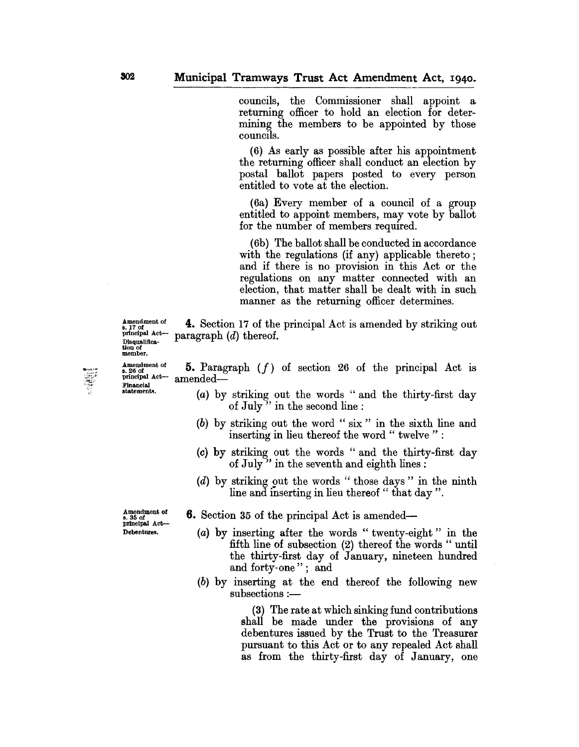councils, the Commissioner shall appoint a returning officer to hold an election for determining the members to be appointed by those councils.

(6) As early as possible after his appointment the returning officer shall conduct an election by postal ballot papers posted to every person entitled to vote at the election.

(6a) Every member of a council of a group entitled to appoint members, may vote by ballot for the number of members required.

(6b) The ballot shall be conducted in accordance with the regulations (if any) applicable thereto; and if there is no provision in this Act or the regulations on any matter connected with an election, that matter shall be dealt with in such manner as the returning officer determines.

Amendment of s. 17 of principal Act—Disqualification of member.

**4.** Section 17 of the principal Act is amended by striking out paragraph (*d*) thereof.

Amendment of s. 26 of principal Act—Financial statements.

**5.** Paragraph (*f*) of section 26 of the principal Act is amended—

(*a*) by striking out the words " and the thirty-first day of July " in the second line:

(*b*) by striking out the word " six " in the sixth line and inserting in lieu thereof the word " twelve ":

(*c*) by striking out the words " and the thirty-first day of July " in the seventh and eighth lines:

(*d*) by striking out the words " those days " in the ninth line and inserting in lieu thereof " that day ".

Amendment of s. 35 of principal Act—Debentures.

**6.** Section 35 of the principal Act is amended—

(*a*) by inserting after the words " twenty-eight " in the fifth line of subsection (2) thereof the words " until the thirty-first day of January, nineteen hundred and forty-one "; and

(*b*) by inserting at the end thereof the following new subsections:—

(3) The rate at which sinking fund contributions shall be made under the provisions of any debentures issued by the Trust to the Treasurer pursuant to this Act or to any repealed Act shall as from the thirty-first day of January, one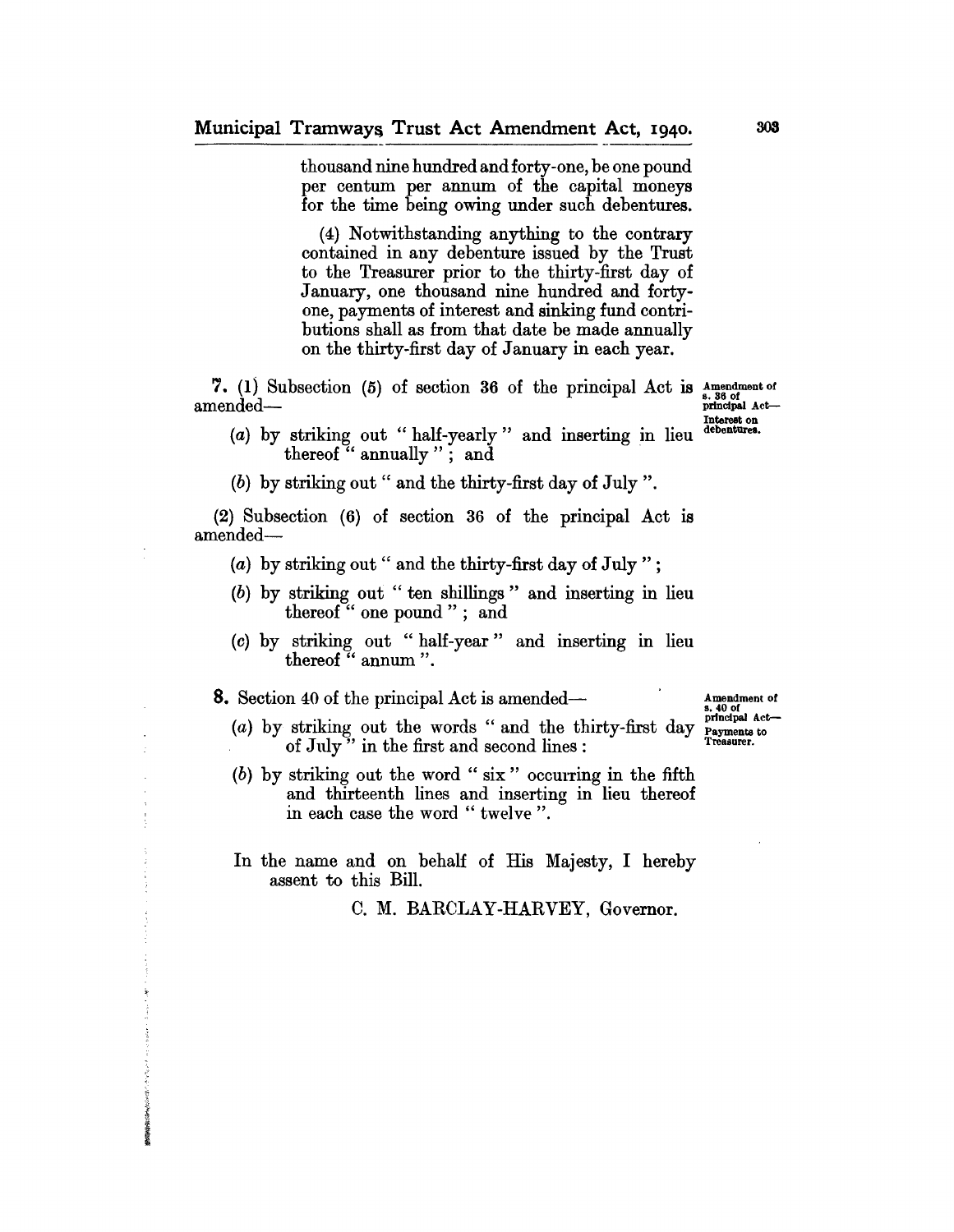thousand nine hundred and forty-one, be one pound per centum per annum of the capital moneys for the time being owing under such debentures.

(4) Notwithstanding anything to the contrary contained in any debenture issued by the Trust to the Treasurer prior to the thirty-first day of January, one thousand nine hundred and forty-one, payments of interest and sinking fund contributions shall as from that date be made annually on the thirty-first day of January in each year.

**7.** (1) Subsection (5) of section 36 of the principal Act is amended—

*Amendment of s. 36 of principal Act—Interest on debentures.*

(*a*) by striking out " half-yearly " and inserting in lieu thereof " annually " ; and

(*b*) by striking out " and the thirty-first day of July ".

(2) Subsection (6) of section 36 of the principal Act is amended—

(*a*) by striking out " and the thirty-first day of July " ;

(*b*) by striking out " ten shillings " and inserting in lieu thereof " one pound " ; and

(*c*) by striking out " half-year " and inserting in lieu thereof " annum ".

**8.** Section 40 of the principal Act is amended—

*Amendment of s. 40 of principal Act—Payments to Treasurer.*

(*a*) by striking out the words " and the thirty-first day of July " in the first and second lines :

(*b*) by striking out the word " six " occurring in the fifth and thirteenth lines and inserting in lieu thereof in each case the word " twelve ".

In the name and on behalf of His Majesty, I hereby assent to this Bill.

C. M. BARCLAY-HARVEY, Governor.